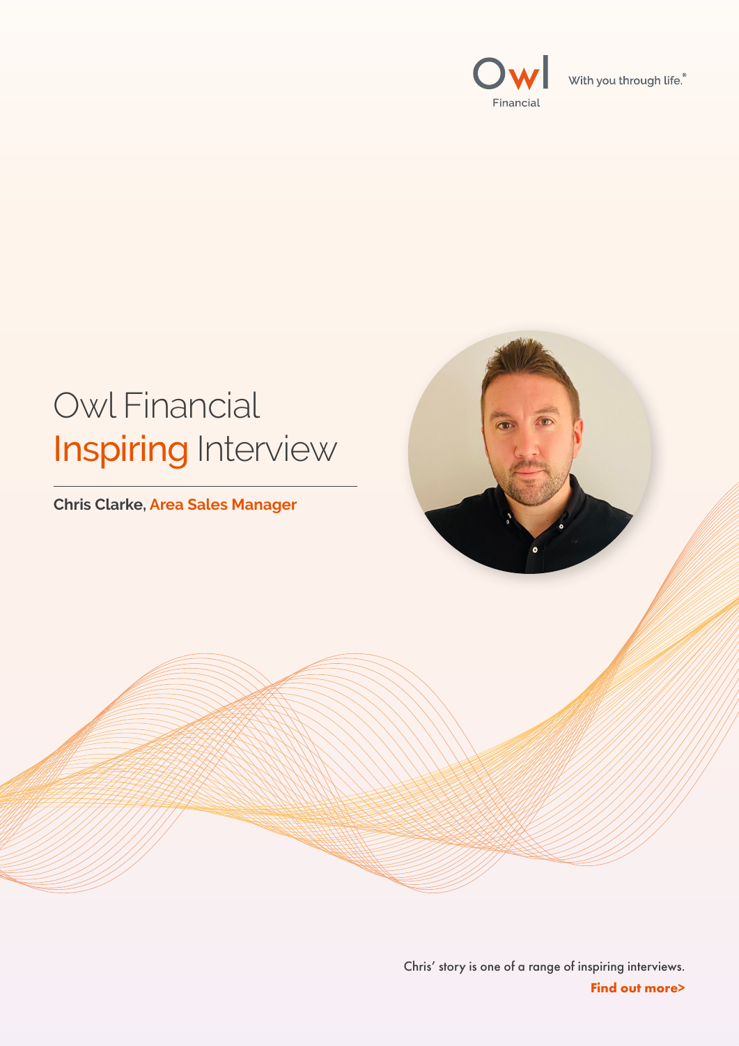Owl Financial

With you through life.®

# Owl Financial Inspiring Interview

**Chris Clarke, Area Sales Manager**

Chris' story is one of a range of inspiring interviews.

**Find out more>**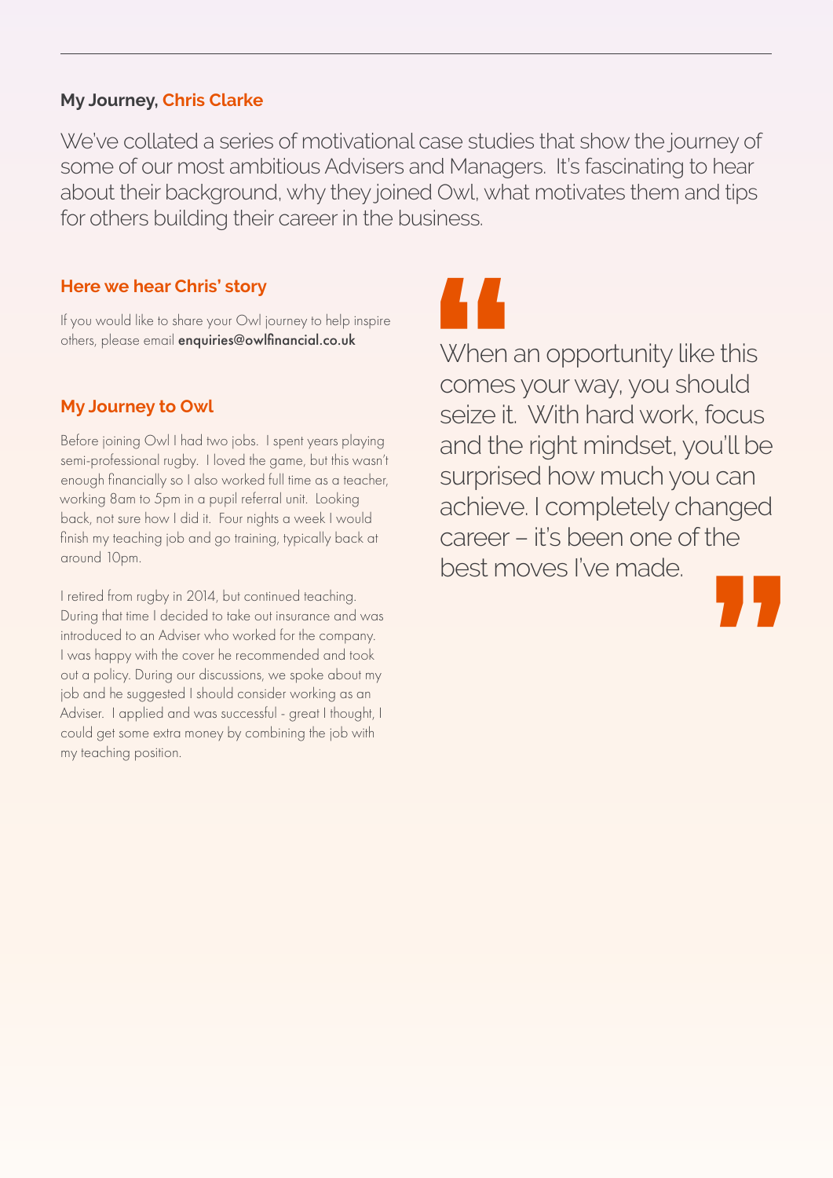## My Journey, Chris Clarke

We've collated a series of motivational case studies that show the journey of some of our most ambitious Advisers and Managers. It's fascinating to hear about their background, why they joined Owl, what motivates them and tips for others building their career in the business.

### Here we hear Chris' story

If you would like to share your Owl journey to help inspire others, please email **enquiries@owlfinancial.co.uk**

### My Journey to Owl

Before joining Owl I had two jobs. I spent years playing semi-professional rugby. I loved the game, but this wasn't enough financially so I also worked full time as a teacher, working 8am to 5pm in a pupil referral unit. Looking back, not sure how I did it. Four nights a week I would finish my teaching job and go training, typically back at around 10pm.

I retired from rugby in 2014, but continued teaching. During that time I decided to take out insurance and was introduced to an Adviser who worked for the company. I was happy with the cover he recommended and took out a policy. During our discussions, we spoke about my job and he suggested I should consider working as an Adviser. I applied and was successful - great I thought, I could get some extra money by combining the job with my teaching position.

> "When an opportunity like this comes your way, you should seize it. With hard work, focus and the right mindset, you'll be surprised how much you can achieve. I completely changed career – it's been one of the best moves I've made."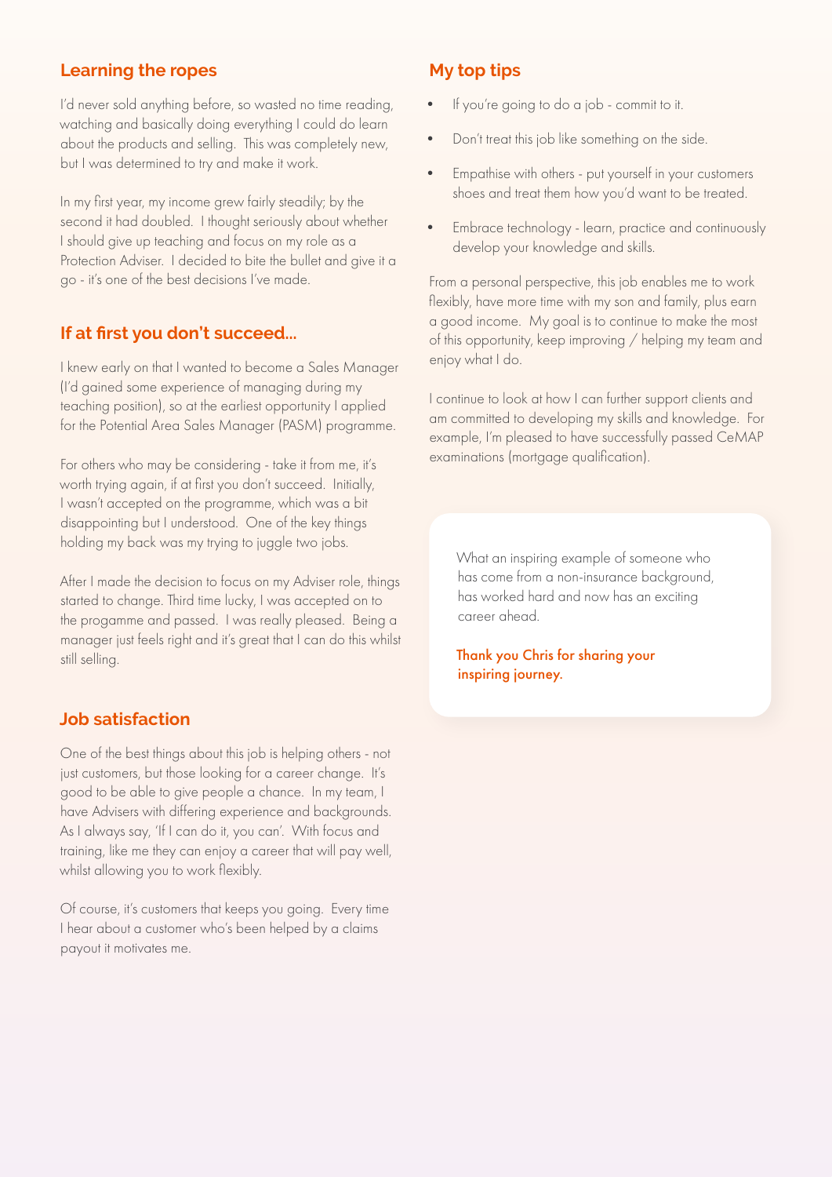## Learning the ropes

I'd never sold anything before, so wasted no time reading, watching and basically doing everything I could do learn about the products and selling. This was completely new, but I was determined to try and make it work.

In my first year, my income grew fairly steadily; by the second it had doubled. I thought seriously about whether I should give up teaching and focus on my role as a Protection Adviser. I decided to bite the bullet and give it a go - it's one of the best decisions I've made.

## If at first you don't succeed...

I knew early on that I wanted to become a Sales Manager (I'd gained some experience of managing during my teaching position), so at the earliest opportunity I applied for the Potential Area Sales Manager (PASM) programme.

For others who may be considering - take it from me, it's worth trying again, if at first you don't succeed. Initially, I wasn't accepted on the programme, which was a bit disappointing but I understood. One of the key things holding my back was my trying to juggle two jobs.

After I made the decision to focus on my Adviser role, things started to change. Third time lucky, I was accepted on to the progamme and passed. I was really pleased. Being a manager just feels right and it's great that I can do this whilst still selling.

## Job satisfaction

One of the best things about this job is helping others - not just customers, but those looking for a career change. It's good to be able to give people a chance. In my team, I have Advisers with differing experience and backgrounds. As I always say, 'If I can do it, you can'. With focus and training, like me they can enjoy a career that will pay well, whilst allowing you to work flexibly.

Of course, it's customers that keeps you going. Every time I hear about a customer who's been helped by a claims payout it motivates me.

## My top tips

- If you're going to do a job - commit to it.
- Don't treat this job like something on the side.
- Empathise with others - put yourself in your customers shoes and treat them how you'd want to be treated.
- Embrace technology - learn, practice and continuously develop your knowledge and skills.

From a personal perspective, this job enables me to work flexibly, have more time with my son and family, plus earn a good income. My goal is to continue to make the most of this opportunity, keep improving / helping my team and enjoy what I do.

I continue to look at how I can further support clients and am committed to developing my skills and knowledge. For example, I'm pleased to have successfully passed CeMAP examinations (mortgage qualification).

What an inspiring example of someone who has come from a non-insurance background, has worked hard and now has an exciting career ahead.

**Thank you Chris for sharing your inspiring journey.**